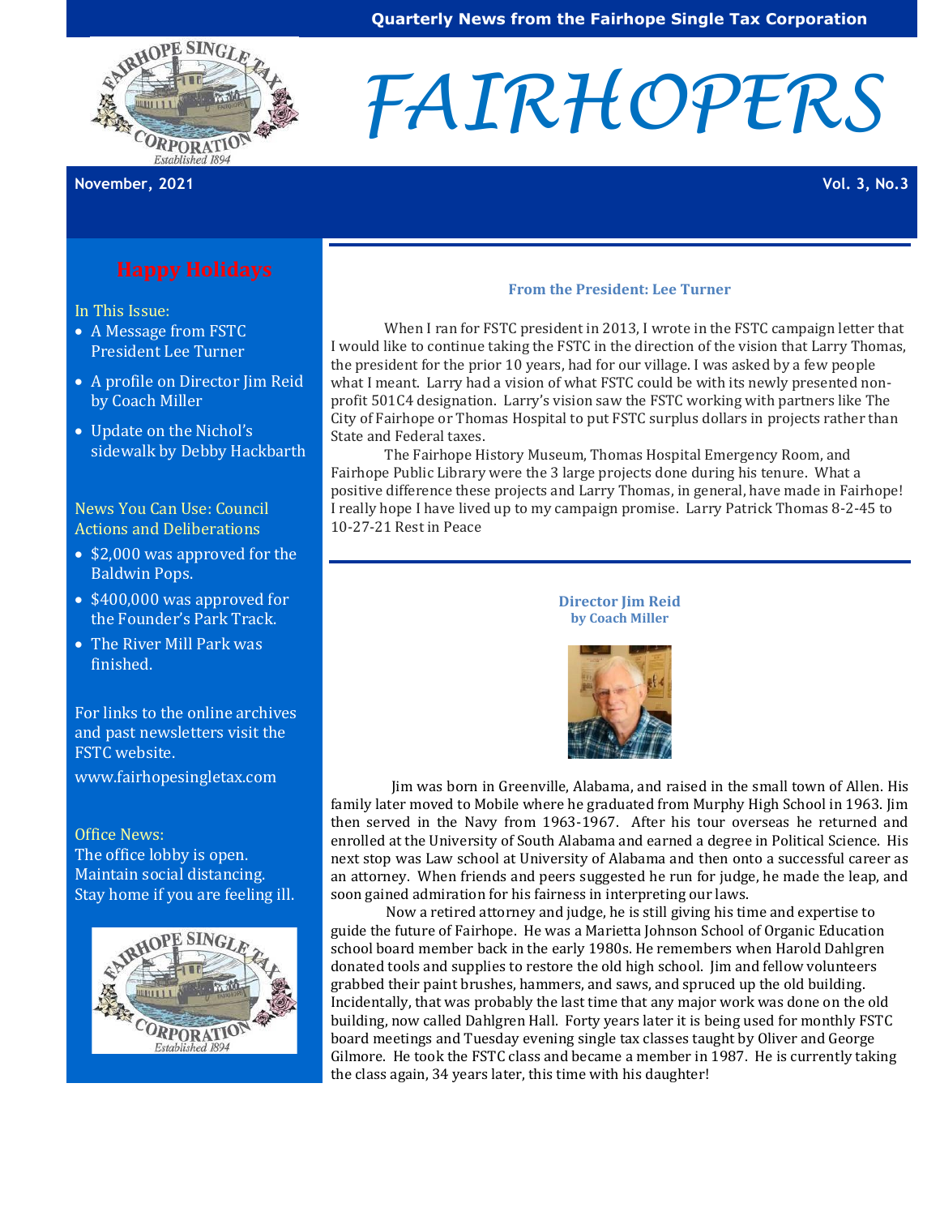Quarterly News from the Fairhope Single Tax Corporation

# FAIRHOPERS

November, 2021 — Vol. 3, No.3

## Happy Holidays

In This Issue:

- A Message from FSTC President Lee Turner
- A profile on Director Jim Reid by Coach Miller
- Update on the Nichol's sidewalk by Debby Hackbarth

News You Can Use: Council Actions and Deliberations

- $2,000 was approved for the Baldwin Pops.
- $400,000 was approved for the Founder's Park Track.
- The River Mill Park was finished.

For links to the online archives and past newsletters visit the FSTC website.

www.fairhopesingletax.com

Office News:

The office lobby is open. Maintain social distancing. Stay home if you are feeling ill.

### From the President: Lee Turner

When I ran for FSTC president in 2013, I wrote in the FSTC campaign letter that I would like to continue taking the FSTC in the direction of the vision that Larry Thomas, the president for the prior 10 years, had for our village. I was asked by a few people what I meant. Larry had a vision of what FSTC could be with its newly presented non-profit 501C4 designation. Larry's vision saw the FSTC working with partners like The City of Fairhope or Thomas Hospital to put FSTC surplus dollars in projects rather than State and Federal taxes.

The Fairhope History Museum, Thomas Hospital Emergency Room, and Fairhope Public Library were the 3 large projects done during his tenure. What a positive difference these projects and Larry Thomas, in general, have made in Fairhope! I really hope I have lived up to my campaign promise. Larry Patrick Thomas 8-2-45 to 10-27-21 Rest in Peace

### Director Jim Reid
**by Coach Miller**

Jim was born in Greenville, Alabama, and raised in the small town of Allen. His family later moved to Mobile where he graduated from Murphy High School in 1963. Jim then served in the Navy from 1963-1967. After his tour overseas he returned and enrolled at the University of South Alabama and earned a degree in Political Science. His next stop was Law school at University of Alabama and then onto a successful career as an attorney. When friends and peers suggested he run for judge, he made the leap, and soon gained admiration for his fairness in interpreting our laws.

Now a retired attorney and judge, he is still giving his time and expertise to guide the future of Fairhope. He was a Marietta Johnson School of Organic Education school board member back in the early 1980s. He remembers when Harold Dahlgren donated tools and supplies to restore the old high school. Jim and fellow volunteers grabbed their paint brushes, hammers, and saws, and spruced up the old building. Incidentally, that was probably the last time that any major work was done on the old building, now called Dahlgren Hall. Forty years later it is being used for monthly FSTC board meetings and Tuesday evening single tax classes taught by Oliver and George Gilmore. He took the FSTC class and became a member in 1987. He is currently taking the class again, 34 years later, this time with his daughter!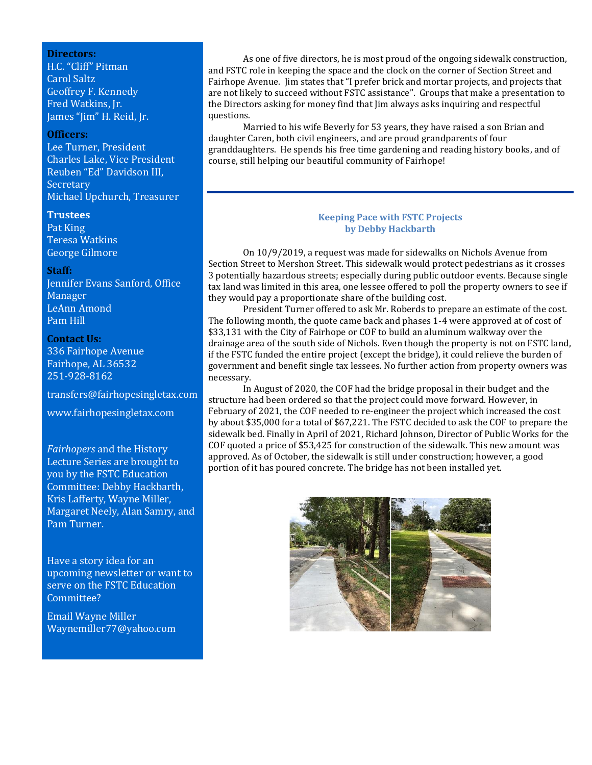As one of five directors, he is most proud of the ongoing sidewalk construction, and FSTC role in keeping the space and the clock on the corner of Section Street and Fairhope Avenue. Jim states that "I prefer brick and mortar projects, and projects that are not likely to succeed without FSTC assistance". Groups that make a presentation to the Directors asking for money find that Jim always asks inquiring and respectful questions.

Married to his wife Beverly for 53 years, they have raised a son Brian and daughter Caren, both civil engineers, and are proud grandparents of four granddaughters. He spends his free time gardening and reading history books, and of course, still helping our beautiful community of Fairhope!

---

### Keeping Pace with FSTC Projects
### by Debby Hackbarth

On 10/9/2019, a request was made for sidewalks on Nichols Avenue from Section Street to Mershon Street. This sidewalk would protect pedestrians as it crosses 3 potentially hazardous streets; especially during public outdoor events. Because single tax land was limited in this area, one lessee offered to poll the property owners to see if they would pay a proportionate share of the building cost.

President Turner offered to ask Mr. Roberds to prepare an estimate of the cost. The following month, the quote came back and phases 1-4 were approved at of cost of $33,131 with the City of Fairhope or COF to build an aluminum walkway over the drainage area of the south side of Nichols. Even though the property is not on FSTC land, if the FSTC funded the entire project (except the bridge), it could relieve the burden of government and benefit single tax lessees. No further action from property owners was necessary.

In August of 2020, the COF had the bridge proposal in their budget and the structure had been ordered so that the project could move forward. However, in February of 2021, the COF needed to re-engineer the project which increased the cost by about $35,000 for a total of $67,221. The FSTC decided to ask the COF to prepare the sidewalk bed. Finally in April of 2021, Richard Johnson, Director of Public Works for the COF quoted a price of $53,425 for construction of the sidewalk. This new amount was approved. As of October, the sidewalk is still under construction; however, a good portion of it has poured concrete. The bridge has not been installed yet.

---

**Directors:**
H.C. "Cliff" Pitman
Carol Saltz
Geoffrey F. Kennedy
Fred Watkins, Jr.
James "Jim" H. Reid, Jr.

**Officers:**
Lee Turner, President
Charles Lake, Vice President
Reuben "Ed" Davidson III, Secretary
Michael Upchurch, Treasurer

**Trustees**
Pat King
Teresa Watkins
George Gilmore

**Staff:**
Jennifer Evans Sanford, Office Manager
LeAnn Amond
Pam Hill

**Contact Us:**
336 Fairhope Avenue
Fairhope, AL 36532
251-928-8162

transfers@fairhopesingletax.com

www.fairhopesingletax.com

*Fairhopers* and the History Lecture Series are brought to you by the FSTC Education Committee: Debby Hackbarth, Kris Lafferty, Wayne Miller, Margaret Neely, Alan Samry, and Pam Turner.

Have a story idea for an upcoming newsletter or want to serve on the FSTC Education Committee?

Email Wayne Miller
Waynemiller77@yahoo.com